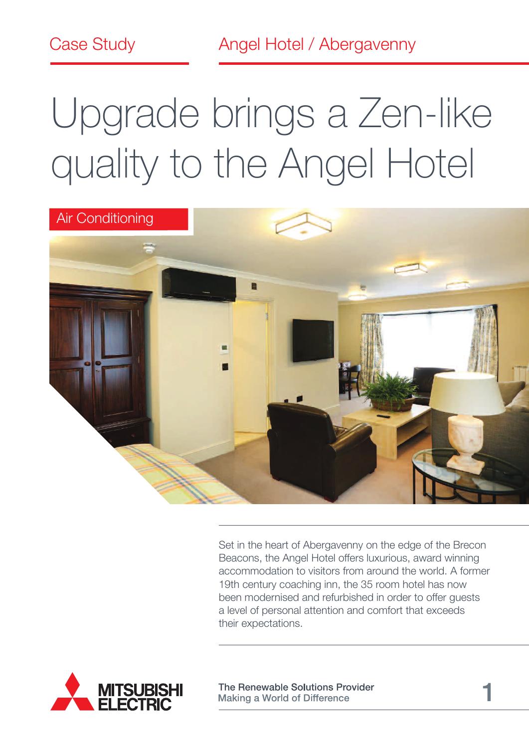Case Study

Angel Hotel / Abergavenny

# Upgrade brings a Zen-like quality to the Angel Hotel

Air Conditioning

Set in the heart of Abergavenny on the edge of the Brecon Beacons, the Angel Hotel offers luxurious, award winning accommodation to visitors from around the world. A former 19th century coaching inn, the 35 room hotel has now been modernised and refurbished in order to offer guests a level of personal attention and comfort that exceeds their expectations.

MITSUBISHI ELECTRIC

The Renewable Solutions Provider
Making a World of Difference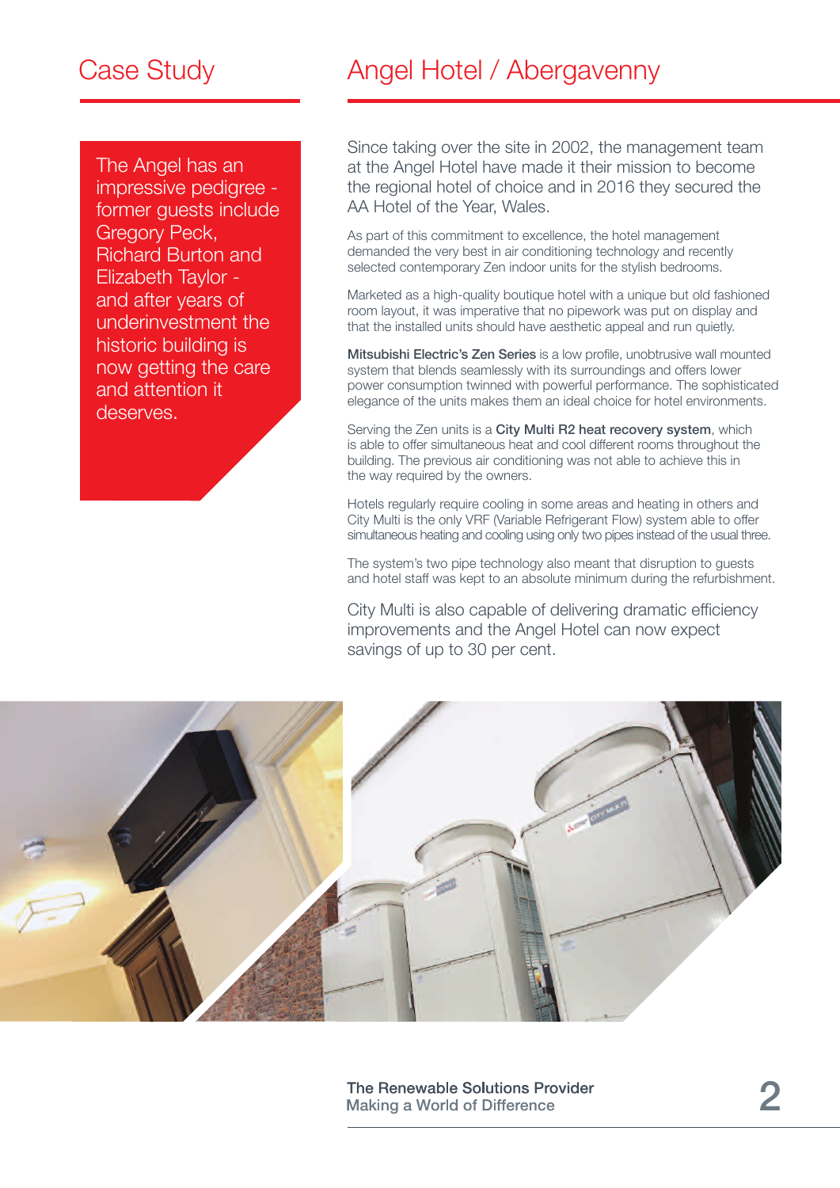# Case Study

# Angel Hotel / Abergavenny

The Angel has an impressive pedigree - former guests include Gregory Peck, Richard Burton and Elizabeth Taylor - and after years of underinvestment the historic building is now getting the care and attention it deserves.

Since taking over the site in 2002, the management team at the Angel Hotel have made it their mission to become the regional hotel of choice and in 2016 they secured the AA Hotel of the Year, Wales.

As part of this commitment to excellence, the hotel management demanded the very best in air conditioning technology and recently selected contemporary Zen indoor units for the stylish bedrooms.

Marketed as a high-quality boutique hotel with a unique but old fashioned room layout, it was imperative that no pipework was put on display and that the installed units should have aesthetic appeal and run quietly.

**Mitsubishi Electric's Zen Series** is a low profile, unobtrusive wall mounted system that blends seamlessly with its surroundings and offers lower power consumption twinned with powerful performance. The sophisticated elegance of the units makes them an ideal choice for hotel environments.

Serving the Zen units is a **City Multi R2 heat recovery system**, which is able to offer simultaneous heat and cool different rooms throughout the building. The previous air conditioning was not able to achieve this in the way required by the owners.

Hotels regularly require cooling in some areas and heating in others and City Multi is the only VRF (Variable Refrigerant Flow) system able to offer simultaneous heating and cooling using only two pipes instead of the usual three.

The system's two pipe technology also meant that disruption to guests and hotel staff was kept to an absolute minimum during the refurbishment.

City Multi is also capable of delivering dramatic efficiency improvements and the Angel Hotel can now expect savings of up to 30 per cent.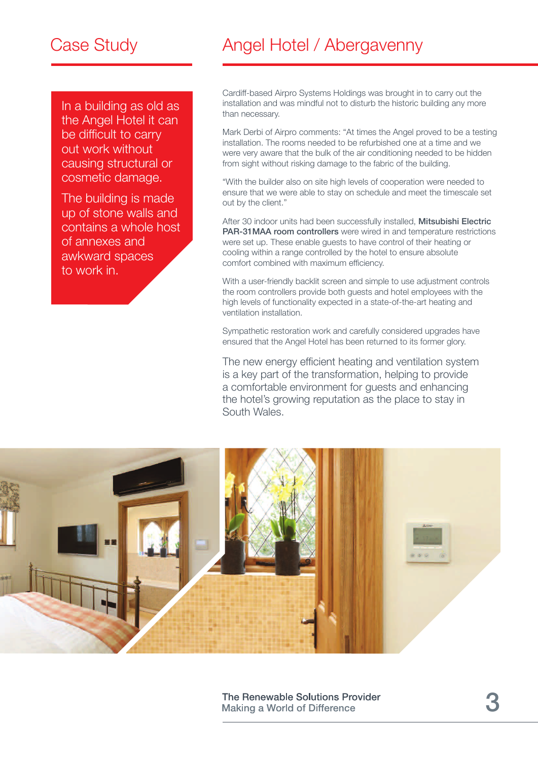# Case Study

# Angel Hotel / Abergavenny

In a building as old as the Angel Hotel it can be difficult to carry out work without causing structural or cosmetic damage.

The building is made up of stone walls and contains a whole host of annexes and awkward spaces to work in.

Cardiff-based Airpro Systems Holdings was brought in to carry out the installation and was mindful not to disturb the historic building any more than necessary.

Mark Derbi of Airpro comments: "At times the Angel proved to be a testing installation. The rooms needed to be refurbished one at a time and we were very aware that the bulk of the air conditioning needed to be hidden from sight without risking damage to the fabric of the building.

"With the builder also on site high levels of cooperation were needed to ensure that we were able to stay on schedule and meet the timescale set out by the client."

After 30 indoor units had been successfully installed, **Mitsubishi Electric PAR-31MAA room controllers** were wired in and temperature restrictions were set up. These enable guests to have control of their heating or cooling within a range controlled by the hotel to ensure absolute comfort combined with maximum efficiency.

With a user-friendly backlit screen and simple to use adjustment controls the room controllers provide both guests and hotel employees with the high levels of functionality expected in a state-of-the-art heating and ventilation installation.

Sympathetic restoration work and carefully considered upgrades have ensured that the Angel Hotel has been returned to its former glory.

The new energy efficient heating and ventilation system is a key part of the transformation, helping to provide a comfortable environment for guests and enhancing the hotel's growing reputation as the place to stay in South Wales.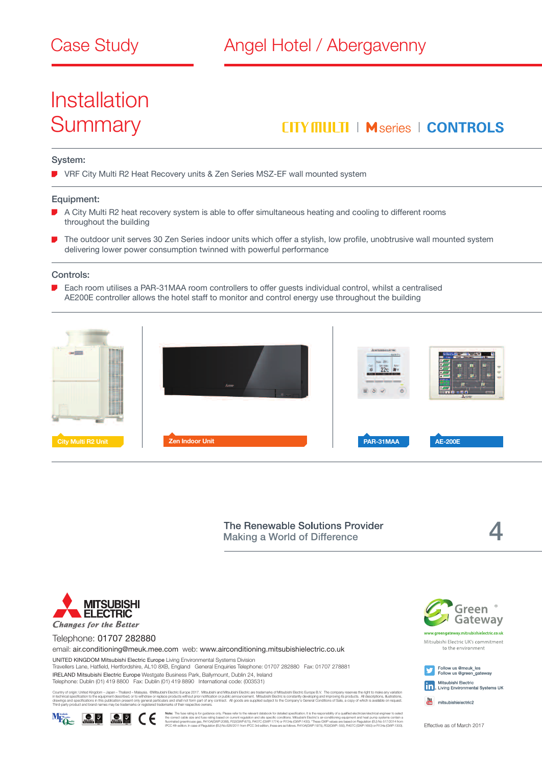Case Study

Angel Hotel / Abergavenny

# Installation Summary

CITY MULTI | M series | CONTROLS

**System:**

- VRF City Multi R2 Heat Recovery units & Zen Series MSZ-EF wall mounted system

**Equipment:**

- A City Multi R2 heat recovery system is able to offer simultaneous heating and cooling to different rooms throughout the building
- The outdoor unit serves 30 Zen Series indoor units which offer a stylish, low profile, unobtrusive wall mounted system delivering lower power consumption twinned with powerful performance

**Controls:**

- Each room utilises a PAR-31MAA room controllers to offer guests individual control, whilst a centralised AE200E controller allows the hotel staff to monitor and control energy use throughout the building

City Multi R2 Unit

Zen Indoor Unit

PAR-31MAA

AE-200E

**The Renewable Solutions Provider**
Making a World of Difference

MITSUBISHI ELECTRIC
*Changes for the Better*

Telephone: 01707 282880

email: air.conditioning@meuk.mee.com web: www.airconditioning.mitsubishielectric.co.uk

UNITED KINGDOM Mitsubishi Electric Europe Living Environmental Systems Division
Travellers Lane, Hatfield, Hertfordshire, AL10 8XB, England General Enquiries Telephone: 01707 282880 Fax: 01707 278881

IRELAND Mitsubishi Electric Europe Westgate Business Park, Ballymount, Dublin 24, Ireland
Telephone: Dublin (01) 419 8800 Fax: Dublin (01) 419 8890 International code: (003531)

Country of origin: United Kingdom – Japan – Thailand – Malaysia. ©Mitsubishi Electric Europe 2017. Mitsubishi and Mitsubishi Electric are trademarks of Mitsubishi Electric Europe B.V. The company reserves the right to make any variation in technical specification to the equipment described, or to withdraw or replace products without prior notification or public announcement. Mitsubishi Electric is constantly developing and improving its products. All descriptions, illustrations, drawings and specifications in this publication present only general particulars and shall not form part of any contract. All goods are supplied subject to the Company's General Conditions of Sale, a copy of which is available on request. Third-party product and brand names may be trademarks or registered trademarks of their respective owners.

Note: The fuse rating is for guidance only. Please refer to the relevant databook for detailed specification. It is the responsibility of a qualified electrician/electrical engineer to select the correct cable size and fuse rating based on current regulation and site specific conditions. Mitsubishi Electric's air conditioning equipment and heat pump systems contain a fluorinated greenhouse gas, R410A(GWP:2088), R32(GWP:675), R407C (GWP:1774) or R134a (GWP:1430). *These GWP values are based on Regulation (EU) No 517/2014 from IPCC 4th edition. In case of Regulation (EU) No.626/2011 from IPCC 3rd edition, these are as follows. R410A(GWP:1975), R32(GWP: 550), R407C (GWP:1650) or R134a (GWP:1300).

Green Gateway®
www.greengateway.mitsubishielectric.co.uk
Mitsubishi Electric UK's commitment to the environment

Follow us @meuk_les
Follow us @green_gateway

Mitsubishi Electric
Living Environmental Systems UK

mitsubishielectric2

Effective as of March 2017